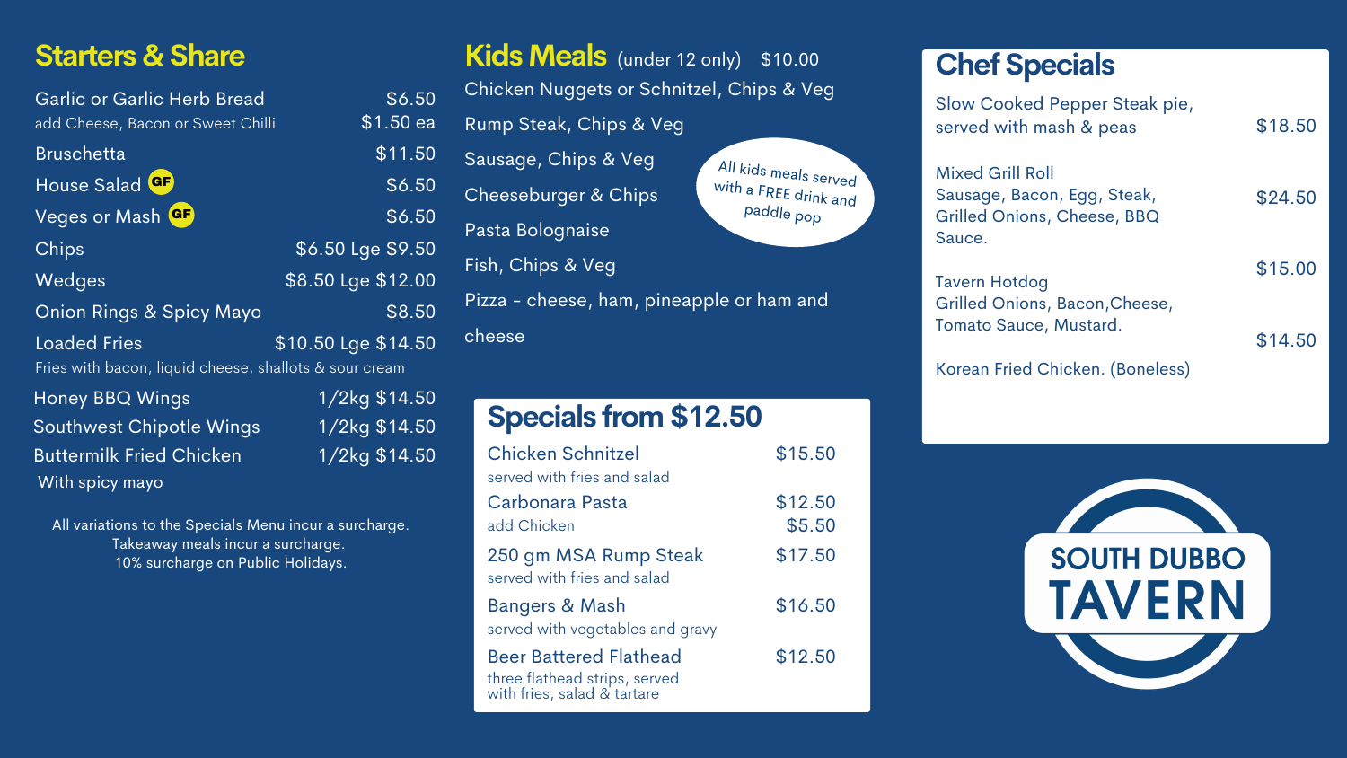## Starters & Share

| Item | Price |
|---|---|
| Garlic or Garlic Herb Bread | $6.50 |
| add Cheese, Bacon or Sweet Chilli | $1.50 ea |
| Bruschetta | $11.50 |
| House Salad (GF) | $6.50 |
| Veges or Mash (GF) | $6.50 |
| Chips | $6.50 Lge $9.50 |
| Wedges | $8.50 Lge $12.00 |
| Onion Rings & Spicy Mayo | $8.50 |
| Loaded Fries<br>Fries with bacon, liquid cheese, shallots & sour cream | $10.50 Lge $14.50 |
| Honey BBQ Wings | 1/2kg $14.50 |
| Southwest Chipotle Wings | 1/2kg $14.50 |
| Buttermilk Fried Chicken<br>With spicy mayo | 1/2kg $14.50 |

All variations to the Specials Menu incur a surcharge.
Takeaway meals incur a surcharge.
10% surcharge on Public Holidays.

## Kids Meals (under 12 only) $10.00

- Chicken Nuggets or Schnitzel, Chips & Veg
- Rump Steak, Chips & Veg
- Sausage, Chips & Veg
- Cheeseburger & Chips
- Pasta Bolognaise
- Fish, Chips & Veg
- Pizza - cheese, ham, pineapple or ham and cheese

All kids meals served with a FREE drink and paddle pop

## Specials from $12.50

| Item | Price |
|---|---|
| Chicken Schnitzel<br>served with fries and salad | $15.50 |
| Carbonara Pasta | $12.50 |
| add Chicken | $5.50 |
| 250 gm MSA Rump Steak<br>served with fries and salad | $17.50 |
| Bangers & Mash<br>served with vegetables and gravy | $16.50 |
| Beer Battered Flathead<br>three flathead strips, served with fries, salad & tartare | $12.50 |

## Chef Specials

| Item | Price |
|---|---|
| Slow Cooked Pepper Steak pie, served with mash & peas | $18.50 |
| Mixed Grill Roll<br>Sausage, Bacon, Egg, Steak, Grilled Onions, Cheese, BBQ Sauce. | $24.50 |
| Tavern Hotdog<br>Grilled Onions, Bacon,Cheese, Tomato Sauce, Mustard. | $15.00 |
| Korean Fried Chicken. (Boneless) | $14.50 |

SOUTH DUBBO TAVERN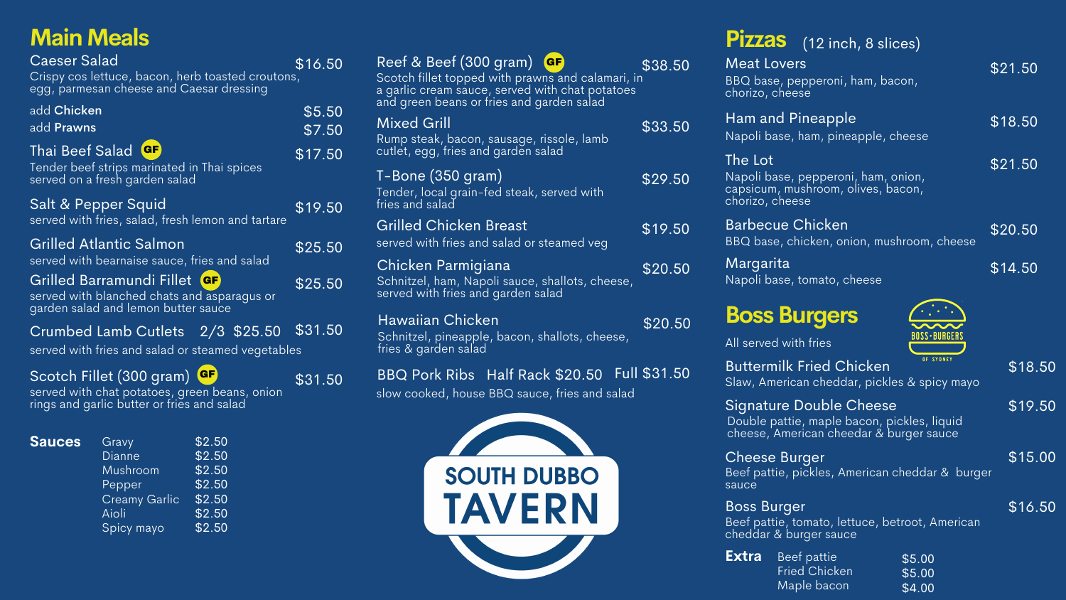## Main Meals

**Caeser Salad** — $16.50
Crispy cos lettuce, bacon, herb toasted croutons, egg, parmesan cheese and Caesar dressing

add **Chicken** — $5.50
add **Prawns** — $7.50

**Thai Beef Salad** GF — $17.50
Tender beef strips marinated in Thai spices served on a fresh garden salad

**Salt & Pepper Squid** — $19.50
served with fries, salad, fresh lemon and tartare

**Grilled Atlantic Salmon** — $25.50
served with bearnaise sauce, fries and salad

**Grilled Barramundi Fillet** GF — $25.50
served with blanched chats and asparagus or garden salad and lemon butter sauce

**Crumbed Lamb Cutlets** 2/3 $25.50 $31.50
served with fries and salad or steamed vegetables

**Scotch Fillet (300 gram)** GF — $31.50
served with chat potatoes, green beans, onion rings and garlic butter or fries and salad

**Sauces**

| | |
|---|---|
| Gravy | $2.50 |
| Dianne | $2.50 |
| Mushroom | $2.50 |
| Pepper | $2.50 |
| Creamy Garlic | $2.50 |
| Aioli | $2.50 |
| Spicy mayo | $2.50 |

**Reef & Beef (300 gram)** GF — $38.50
Scotch fillet topped with prawns and calamari, in a garlic cream sauce, served with chat potatoes and green beans or fries and garden salad

**Mixed Grill** — $33.50
Rump steak, bacon, sausage, rissole, lamb cutlet, egg, fries and garden salad

**T-Bone (350 gram)** — $29.50
Tender, local grain-fed steak, served with fries and salad

**Grilled Chicken Breast** — $19.50
served with fries and salad or steamed veg

**Chicken Parmigiana** — $20.50
Schnitzel, ham, Napoli sauce, shallots, cheese, served with fries and garden salad

**Hawaiian Chicken** — $20.50
Schnitzel, pineapple, bacon, shallots, cheese, fries & garden salad

**BBQ Pork Ribs** Half Rack $20.50 Full $31.50
slow cooked, house BBQ sauce, fries and salad

SOUTH DUBBO TAVERN

## Pizzas (12 inch, 8 slices)

**Meat Lovers** — $21.50
BBQ base, pepperoni, ham, bacon, chorizo, cheese

**Ham and Pineapple** — $18.50
Napoli base, ham, pineapple, cheese

**The Lot** — $21.50
Napoli base, pepperoni, ham, onion, capsicum, mushroom, olives, bacon, chorizo, cheese

**Barbecue Chicken** — $20.50
BBQ base, chicken, onion, mushroom, cheese

**Margarita** — $14.50
Napoli base, tomato, cheese

## Boss Burgers

All served with fries

**Buttermilk Fried Chicken** — $18.50
Slaw, American cheddar, pickles & spicy mayo

**Signature Double Cheese** — $19.50
Double pattie, maple bacon, pickles, liquid cheese, American cheedar & burger sauce

**Cheese Burger** — $15.00
Beef pattie, pickles, American cheddar & burger sauce

**Boss Burger** — $16.50
Beef pattie, tomato, lettuce, betroot, American cheddar & burger sauce

**Extra**

| | |
|---|---|
| Beef pattie | $5.00 |
| Fried Chicken | $5.00 |
| Maple bacon | $4.00 |